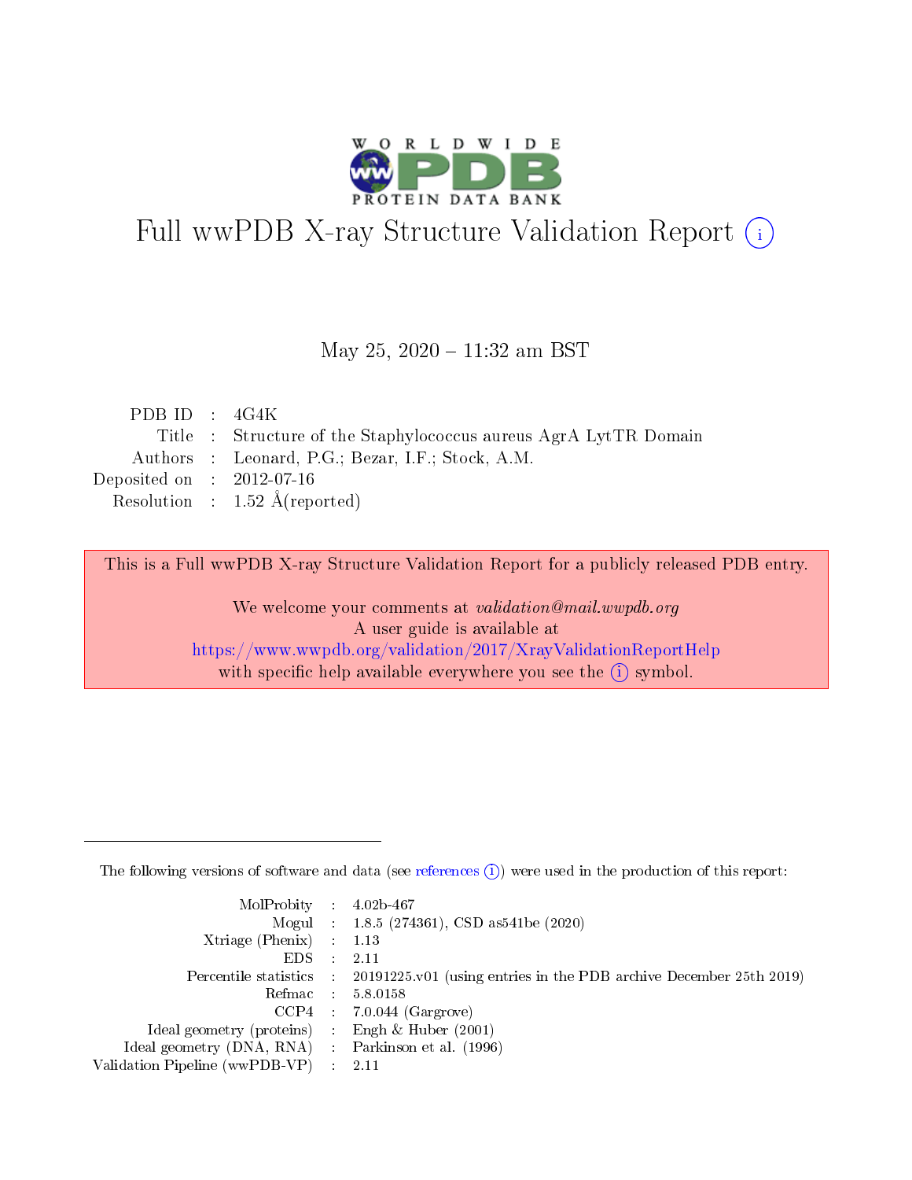# Full wwPDB X-ray Structure Validation Report (i)

May 25, 2020 – 11:32 am BST

| | | |
|---|---|---|
| PDB ID | : | 4G4K |
| Title | : | Structure of the Staphylococcus aureus AgrA LytTR Domain |
| Authors | : | Leonard, P.G.; Bezar, I.F.; Stock, A.M. |
| Deposited on | : | 2012-07-16 |
| Resolution | : | 1.52 Å(reported) |

This is a Full wwPDB X-ray Structure Validation Report for a publicly released PDB entry.

We welcome your comments at *validation@mail.wwpdb.org*
A user guide is available at
https://www.wwpdb.org/validation/2017/XrayValidationReportHelp
with specific help available everywhere you see the (i) symbol.

---

The following versions of software and data (see references (i)) were used in the production of this report:

| | | |
|---|---|---|
| MolProbity | : | 4.02b-467 |
| Mogul | : | 1.8.5 (274361), CSD as541be (2020) |
| Xtriage (Phenix) | : | 1.13 |
| EDS | : | 2.11 |
| Percentile statistics | : | 20191225.v01 (using entries in the PDB archive December 25th 2019) |
| Refmac | : | 5.8.0158 |
| CCP4 | : | 7.0.044 (Gargrove) |
| Ideal geometry (proteins) | : | Engh & Huber (2001) |
| Ideal geometry (DNA, RNA) | : | Parkinson et al. (1996) |
| Validation Pipeline (wwPDB-VP) | : | 2.11 |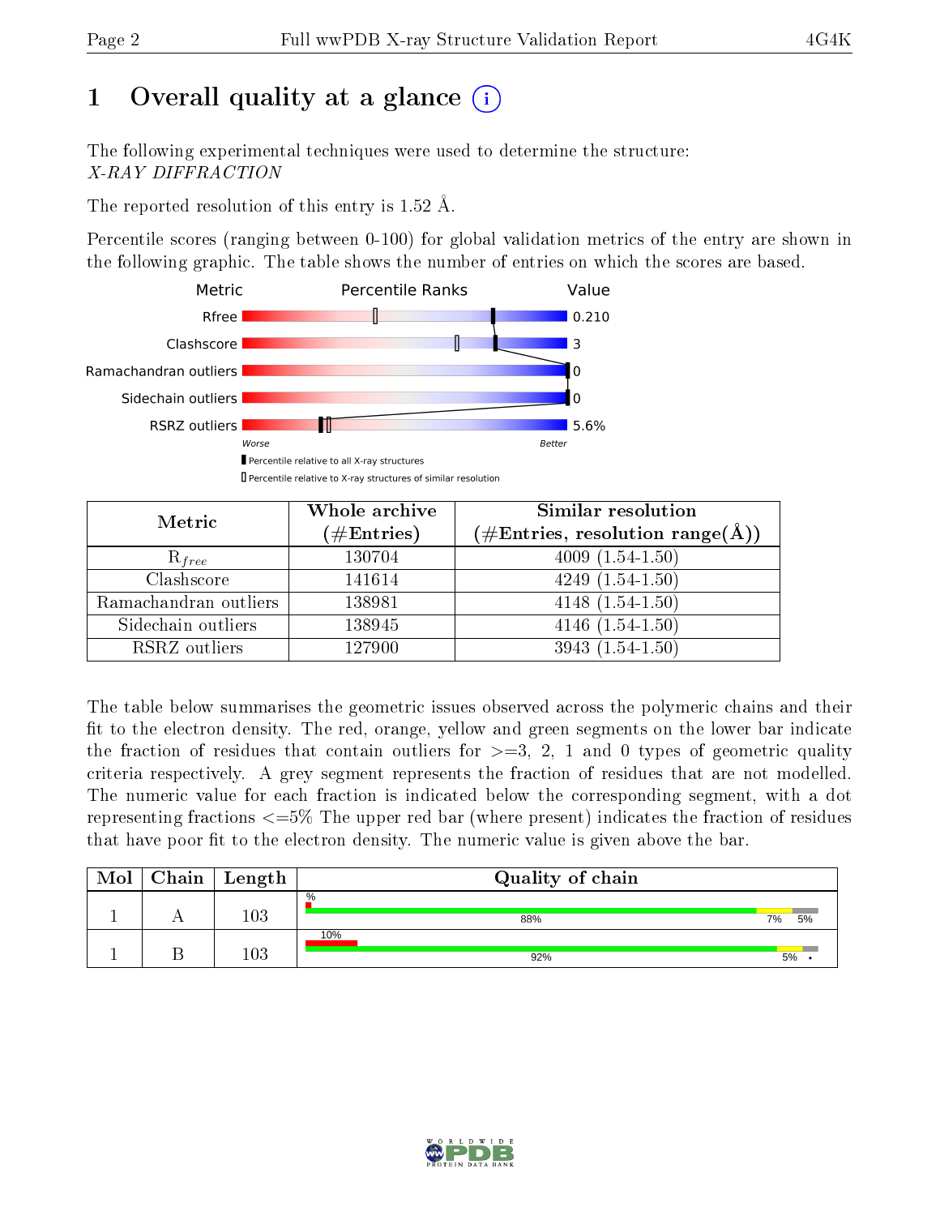# 1 Overall quality at a glance (i)

The following experimental techniques were used to determine the structure:
*X-RAY DIFFRACTION*

The reported resolution of this entry is 1.52 Å.

Percentile scores (ranging between 0-100) for global validation metrics of the entry are shown in the following graphic. The table shows the number of entries on which the scores are based.

| Metric | Value |
|---|---|
| Rfree | 0.210 |
| Clashscore | 3 |
| Ramachandran outliers | 0 |
| Sidechain outliers | 0 |
| RSRZ outliers | 5.6% |

Worse — Better

Percentile relative to all X-ray structures
Percentile relative to X-ray structures of similar resolution

| Metric | Whole archive (#Entries) | Similar resolution (#Entries, resolution range(Å)) |
|---|---|---|
| $R_{free}$ | 130704 | 4009 (1.54-1.50) |
| Clashscore | 141614 | 4249 (1.54-1.50) |
| Ramachandran outliers | 138981 | 4148 (1.54-1.50) |
| Sidechain outliers | 138945 | 4146 (1.54-1.50) |
| RSRZ outliers | 127900 | 3943 (1.54-1.50) |

The table below summarises the geometric issues observed across the polymeric chains and their fit to the electron density. The red, orange, yellow and green segments on the lower bar indicate the fraction of residues that contain outliers for >=3, 2, 1 and 0 types of geometric quality criteria respectively. A grey segment represents the fraction of residues that are not modelled. The numeric value for each fraction is indicated below the corresponding segment, with a dot representing fractions <=5% The upper red bar (where present) indicates the fraction of residues that have poor fit to the electron density. The numeric value is given above the bar.

| Mol | Chain | Length | Quality of chain |
|---|---|---|---|
| 1 | A | 103 | %; 88%, 7%, 5% |
| 1 | B | 103 | 10%; 92%, 5%, • |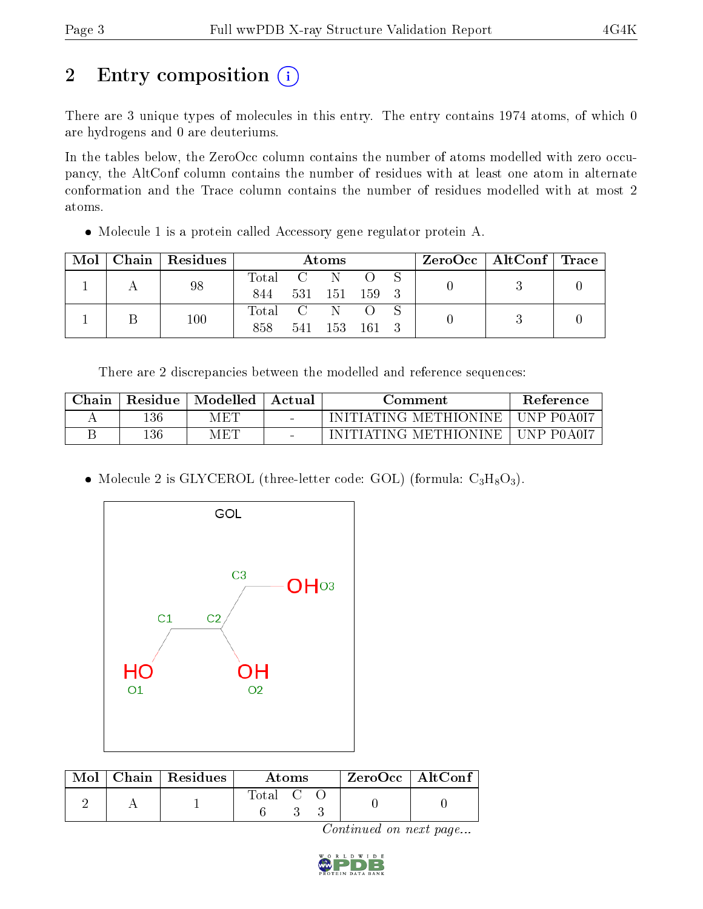# 2 Entry composition (i)

There are 3 unique types of molecules in this entry. The entry contains 1974 atoms, of which 0 are hydrogens and 0 are deuteriums.

In the tables below, the ZeroOcc column contains the number of atoms modelled with zero occupancy, the AltConf column contains the number of residues with at least one atom in alternate conformation and the Trace column contains the number of residues modelled with at most 2 atoms.

- Molecule 1 is a protein called Accessory gene regulator protein A.

| Mol | Chain | Residues | Atoms | | | | | ZeroOcc | AltConf | Trace |
|---|---|---|---|---|---|---|---|---|---|---|
| 1 | A | 98 | Total 844 | C 531 | N 151 | O 159 | S 3 | 0 | 3 | 0 |
| 1 | B | 100 | Total 858 | C 541 | N 153 | O 161 | S 3 | 0 | 3 | 0 |

There are 2 discrepancies between the modelled and reference sequences:

| Chain | Residue | Modelled | Actual | Comment | Reference |
|---|---|---|---|---|---|
| A | 136 | MET | - | INITIATING METHIONINE | UNP P0A0I7 |
| B | 136 | MET | - | INITIATING METHIONINE | UNP P0A0I7 |

- Molecule 2 is GLYCEROL (three-letter code: GOL) (formula: $C_3H_8O_3$).

| Mol | Chain | Residues | Atoms | | | ZeroOcc | AltConf |
|---|---|---|---|---|---|---|---|
| 2 | A | 1 | Total 6 | C 3 | O 3 | 0 | 0 |

*Continued on next page...*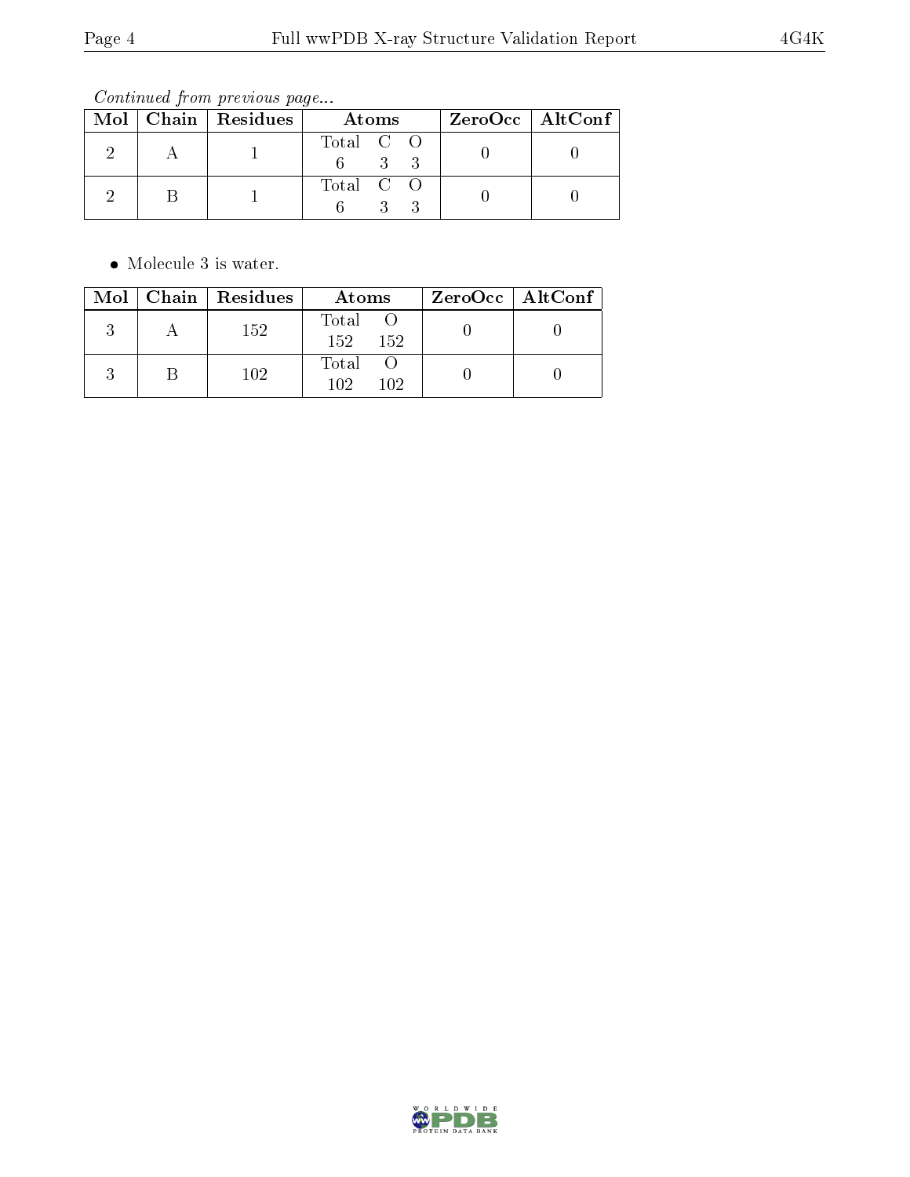*Continued from previous page...*

| Mol | Chain | Residues | Atoms | ZeroOcc | AltConf |
|---|---|---|---|---|---|
| 2 | A | 1 | Total C O<br>6 3 3 | 0 | 0 |
| 2 | B | 1 | Total C O<br>6 3 3 | 0 | 0 |

- Molecule 3 is water.

| Mol | Chain | Residues | Atoms | ZeroOcc | AltConf |
|---|---|---|---|---|---|
| 3 | A | 152 | Total O<br>152 152 | 0 | 0 |
| 3 | B | 102 | Total O<br>102 102 | 0 | 0 |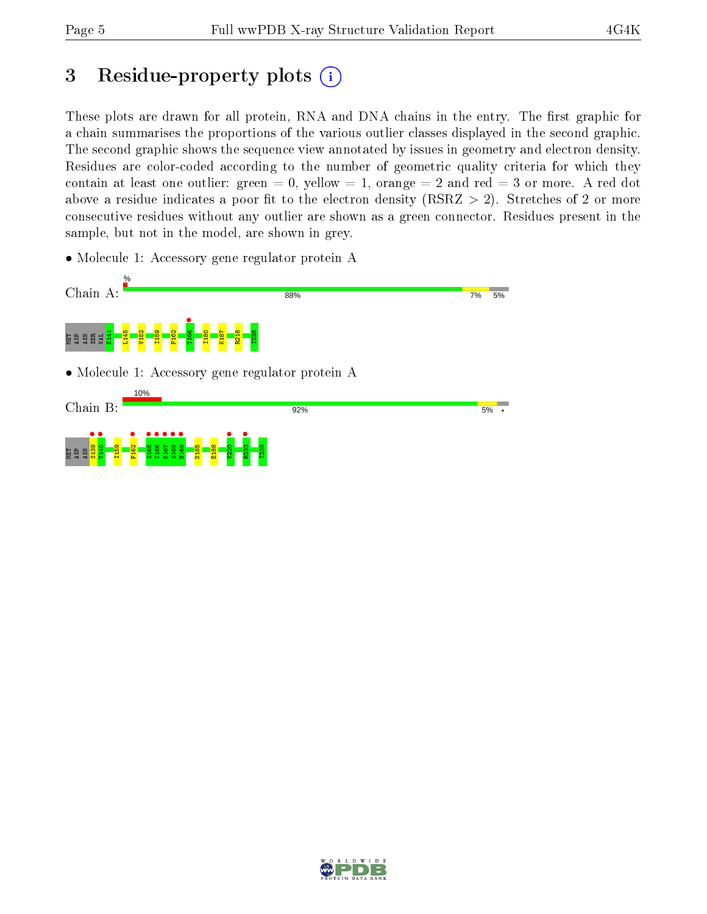# 3 Residue-property plots

These plots are drawn for all protein, RNA and DNA chains in the entry. The first graphic for a chain summarises the proportions of the various outlier classes displayed in the second graphic. The second graphic shows the sequence view annotated by issues in geometry and electron density. Residues are color-coded according to the number of geometric quality criteria for which they contain at least one outlier: green = 0, yellow = 1, orange = 2 and red = 3 or more. A red dot above a residue indicates a poor fit to the electron density (RSRZ > 2). Stretches of 2 or more consecutive residues without any outlier are shown as a green connector. Residues present in the sample, but not in the model, are shown in grey.

- Molecule 1: Accessory gene regulator protein A

Chain A: % 88% 7% 5%

MET ASP ASN SER VAL E141 L145 V152 I159 F162 T166 I180 K187 R218 I238

- Molecule 1: Accessory gene regulator protein A

Chain B: 10% 92% 5% •

MET ASP ASN S139 V140 I159 F162 S165 T166 K167 S168 H169 N185 E188 V220 R233 I238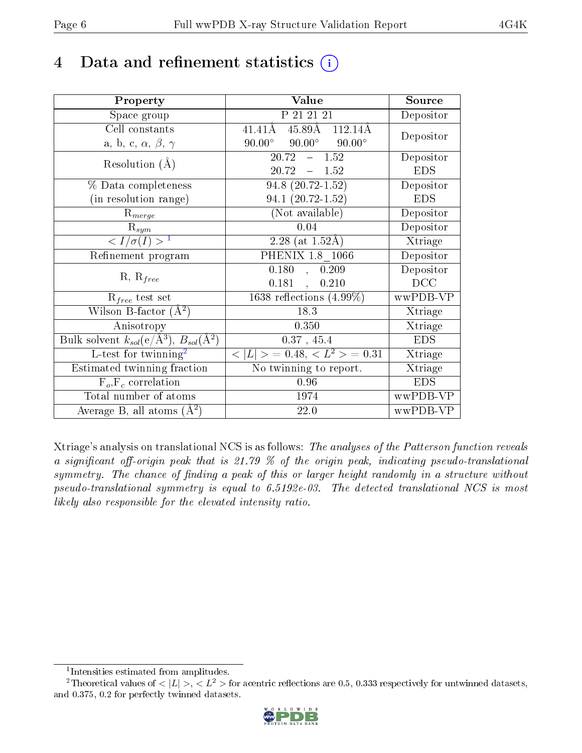# 4 Data and refinement statistics (i)

| Property | Value | Source |
|---|---|---|
| Space group | P 21 21 21 | Depositor |
| Cell constants<br>a, b, c, $\alpha$, $\beta$, $\gamma$ | 41.41Å 45.89Å 112.14Å<br>90.00° 90.00° 90.00° | Depositor |
| Resolution (Å) | 20.72 – 1.52<br>20.72 – 1.52 | Depositor<br>EDS |
| % Data completeness<br>(in resolution range) | 94.8 (20.72-1.52)<br>94.1 (20.72-1.52) | Depositor<br>EDS |
| $R_{merge}$ | (Not available) | Depositor |
| $R_{sym}$ | 0.04 | Depositor |
| $< I/\sigma(I) >$ [1] | 2.28 (at 1.52Å) | Xtriage |
| Refinement program | PHENIX 1.8_1066 | Depositor |
| R, $R_{free}$ | 0.180 , 0.209<br>0.181 , 0.210 | Depositor<br>DCC |
| $R_{free}$ test set | 1638 reflections (4.99%) | wwPDB-VP |
| Wilson B-factor (Å$^2$) | 18.3 | Xtriage |
| Anisotropy | 0.350 | Xtriage |
| Bulk solvent $k_{sol}$(e/Å$^3$), $B_{sol}$(Å$^2$) | 0.37 , 45.4 | EDS |
| L-test for twinning[2] | $< \|L\| >$ = 0.48, $< L^2 >$ = 0.31 | Xtriage |
| Estimated twinning fraction | No twinning to report. | Xtriage |
| $F_o$,$F_c$ correlation | 0.96 | EDS |
| Total number of atoms | 1974 | wwPDB-VP |
| Average B, all atoms (Å$^2$) | 22.0 | wwPDB-VP |

Xtriage's analysis on translational NCS is as follows: *The analyses of the Patterson function reveals a significant off-origin peak that is 21.79 % of the origin peak, indicating pseudo-translational symmetry. The chance of finding a peak of this or larger height randomly in a structure without pseudo-translational symmetry is equal to 6.5192e-03. The detected translational NCS is most likely also responsible for the elevated intensity ratio.*

[1] Intensities estimated from amplitudes.

[2] Theoretical values of $< |L| >$, $< L^2 >$ for acentric reflections are 0.5, 0.333 respectively for untwinned datasets, and 0.375, 0.2 for perfectly twinned datasets.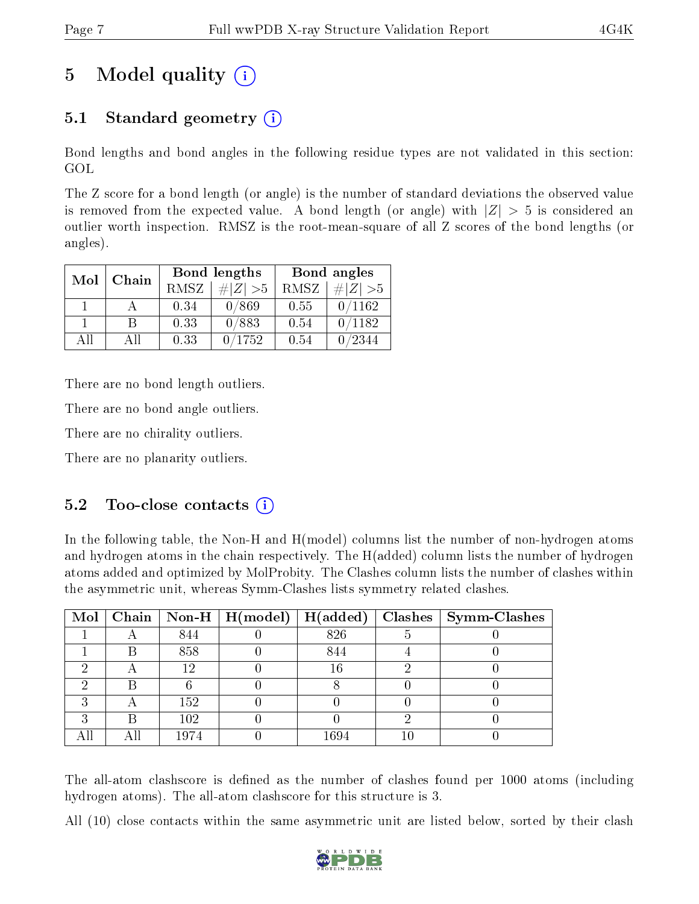# 5 Model quality (i)

## 5.1 Standard geometry (i)

Bond lengths and bond angles in the following residue types are not validated in this section: GOL

The Z score for a bond length (or angle) is the number of standard deviations the observed value is removed from the expected value. A bond length (or angle) with $|Z| > 5$ is considered an outlier worth inspection. RMSZ is the root-mean-square of all Z scores of the bond lengths (or angles).

| Mol | Chain | Bond lengths | | Bond angles | |
|---|---|---|---|---|---|
| | | RMSZ | #$\|Z\|$ >5 | RMSZ | #$\|Z\|$ >5 |
| 1 | A | 0.34 | 0/869 | 0.55 | 0/1162 |
| 1 | B | 0.33 | 0/883 | 0.54 | 0/1182 |
| All | All | 0.33 | 0/1752 | 0.54 | 0/2344 |

There are no bond length outliers.

There are no bond angle outliers.

There are no chirality outliers.

There are no planarity outliers.

## 5.2 Too-close contacts (i)

In the following table, the Non-H and H(model) columns list the number of non-hydrogen atoms and hydrogen atoms in the chain respectively. The H(added) column lists the number of hydrogen atoms added and optimized by MolProbity. The Clashes column lists the number of clashes within the asymmetric unit, whereas Symm-Clashes lists symmetry related clashes.

| Mol | Chain | Non-H | H(model) | H(added) | Clashes | Symm-Clashes |
|---|---|---|---|---|---|---|
| 1 | A | 844 | 0 | 826 | 5 | 0 |
| 1 | B | 858 | 0 | 844 | 4 | 0 |
| 2 | A | 12 | 0 | 16 | 2 | 0 |
| 2 | B | 6 | 0 | 8 | 0 | 0 |
| 3 | A | 152 | 0 | 0 | 0 | 0 |
| 3 | B | 102 | 0 | 0 | 2 | 0 |
| All | All | 1974 | 0 | 1694 | 10 | 0 |

The all-atom clashscore is defined as the number of clashes found per 1000 atoms (including hydrogen atoms). The all-atom clashscore for this structure is 3.

All (10) close contacts within the same asymmetric unit are listed below, sorted by their clash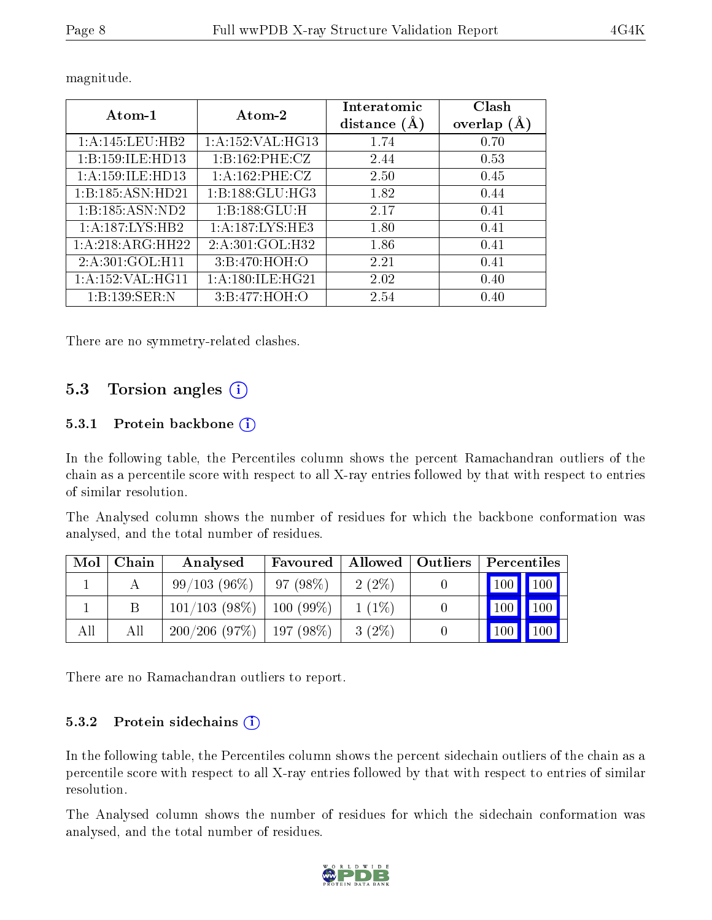magnitude.

| Atom-1 | Atom-2 | Interatomic distance (Å) | Clash overlap (Å) |
|---|---|---|---|
| 1:A:145:LEU:HB2 | 1:A:152:VAL:HG13 | 1.74 | 0.70 |
| 1:B:159:ILE:HD13 | 1:B:162:PHE:CZ | 2.44 | 0.53 |
| 1:A:159:ILE:HD13 | 1:A:162:PHE:CZ | 2.50 | 0.45 |
| 1:B:185:ASN:HD21 | 1:B:188:GLU:HG3 | 1.82 | 0.44 |
| 1:B:185:ASN:ND2 | 1:B:188:GLU:H | 2.17 | 0.41 |
| 1:A:187:LYS:HB2 | 1:A:187:LYS:HE3 | 1.80 | 0.41 |
| 1:A:218:ARG:HH22 | 2:A:301:GOL:H32 | 1.86 | 0.41 |
| 2:A:301:GOL:H11 | 3:B:470:HOH:O | 2.21 | 0.41 |
| 1:A:152:VAL:HG11 | 1:A:180:ILE:HG21 | 2.02 | 0.40 |
| 1:B:139:SER:N | 3:B:477:HOH:O | 2.54 | 0.40 |

There are no symmetry-related clashes.

## 5.3 Torsion angles

### 5.3.1 Protein backbone

In the following table, the Percentiles column shows the percent Ramachandran outliers of the chain as a percentile score with respect to all X-ray entries followed by that with respect to entries of similar resolution.

The Analysed column shows the number of residues for which the backbone conformation was analysed, and the total number of residues.

| Mol | Chain | Analysed | Favoured | Allowed | Outliers | Percentiles | |
|---|---|---|---|---|---|---|---|
| 1 | A | 99/103 (96%) | 97 (98%) | 2 (2%) | 0 | 100 | 100 |
| 1 | B | 101/103 (98%) | 100 (99%) | 1 (1%) | 0 | 100 | 100 |
| All | All | 200/206 (97%) | 197 (98%) | 3 (2%) | 0 | 100 | 100 |

There are no Ramachandran outliers to report.

### 5.3.2 Protein sidechains

In the following table, the Percentiles column shows the percent sidechain outliers of the chain as a percentile score with respect to all X-ray entries followed by that with respect to entries of similar resolution.

The Analysed column shows the number of residues for which the sidechain conformation was analysed, and the total number of residues.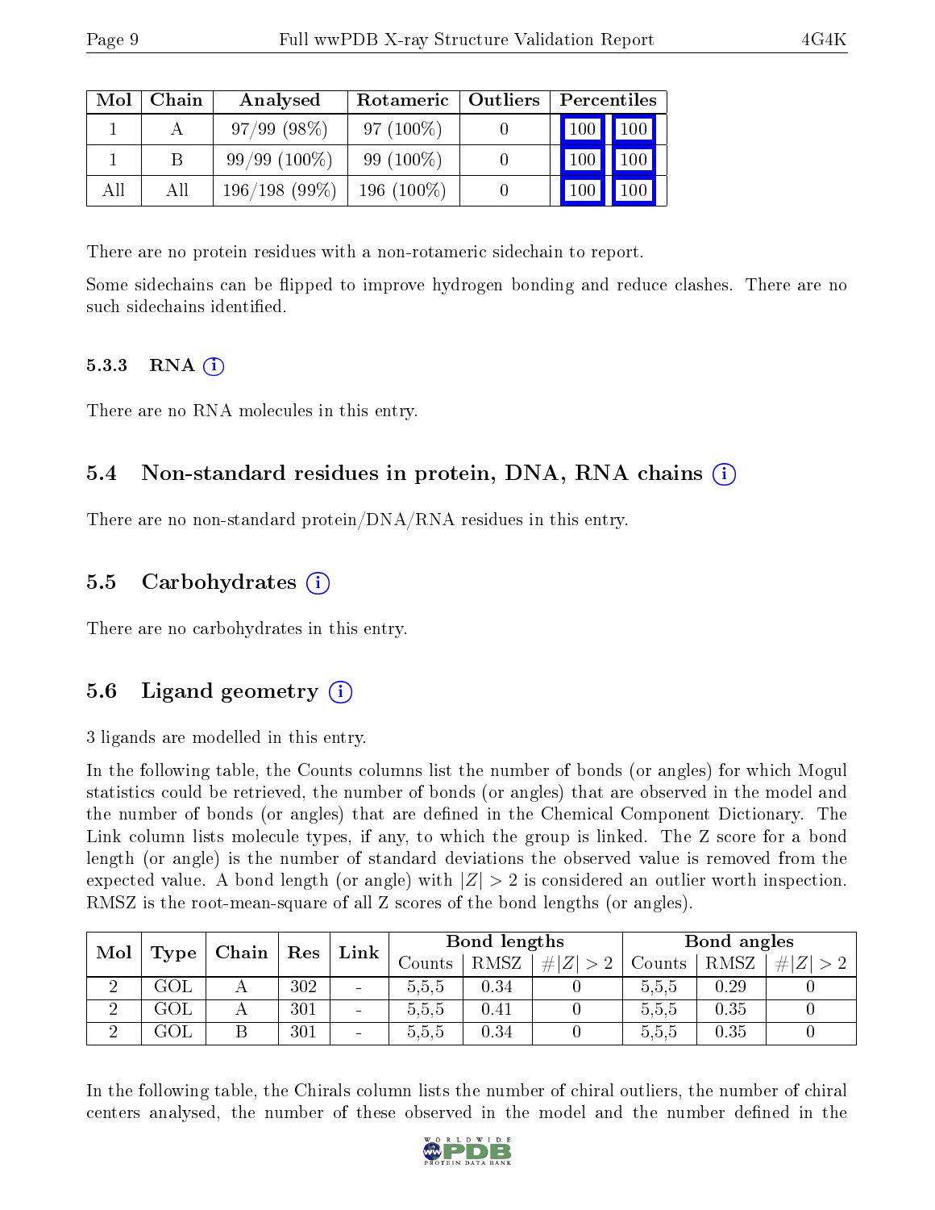| Mol | Chain | Analysed | Rotameric | Outliers | Percentiles | |
|---|---|---|---|---|---|---|
| 1 | A | 97/99 (98%) | 97 (100%) | 0 | 100 | 100 |
| 1 | B | 99/99 (100%) | 99 (100%) | 0 | 100 | 100 |
| All | All | 196/198 (99%) | 196 (100%) | 0 | 100 | 100 |

There are no protein residues with a non-rotameric sidechain to report.

Some sidechains can be flipped to improve hydrogen bonding and reduce clashes. There are no such sidechains identified.

#### 5.3.3 RNA (i)

There are no RNA molecules in this entry.

### 5.4 Non-standard residues in protein, DNA, RNA chains (i)

There are no non-standard protein/DNA/RNA residues in this entry.

### 5.5 Carbohydrates (i)

There are no carbohydrates in this entry.

### 5.6 Ligand geometry (i)

3 ligands are modelled in this entry.

In the following table, the Counts columns list the number of bonds (or angles) for which Mogul statistics could be retrieved, the number of bonds (or angles) that are observed in the model and the number of bonds (or angles) that are defined in the Chemical Component Dictionary. The Link column lists molecule types, if any, to which the group is linked. The Z score for a bond length (or angle) is the number of standard deviations the observed value is removed from the expected value. A bond length (or angle) with $|Z| > 2$ is considered an outlier worth inspection. RMSZ is the root-mean-square of all Z scores of the bond lengths (or angles).

| Mol | Type | Chain | Res | Link | Bond lengths | | | Bond angles | | |
|---|---|---|---|---|---|---|---|---|---|---|
| | | | | | Counts | RMSZ | $\#\|Z\| > 2$ | Counts | RMSZ | $\#\|Z\| > 2$ |
| 2 | GOL | A | 302 | - | 5,5,5 | 0.34 | 0 | 5,5,5 | 0.29 | 0 |
| 2 | GOL | A | 301 | - | 5,5,5 | 0.41 | 0 | 5,5,5 | 0.35 | 0 |
| 2 | GOL | B | 301 | - | 5,5,5 | 0.34 | 0 | 5,5,5 | 0.35 | 0 |

In the following table, the Chirals column lists the number of chiral outliers, the number of chiral centers analysed, the number of these observed in the model and the number defined in the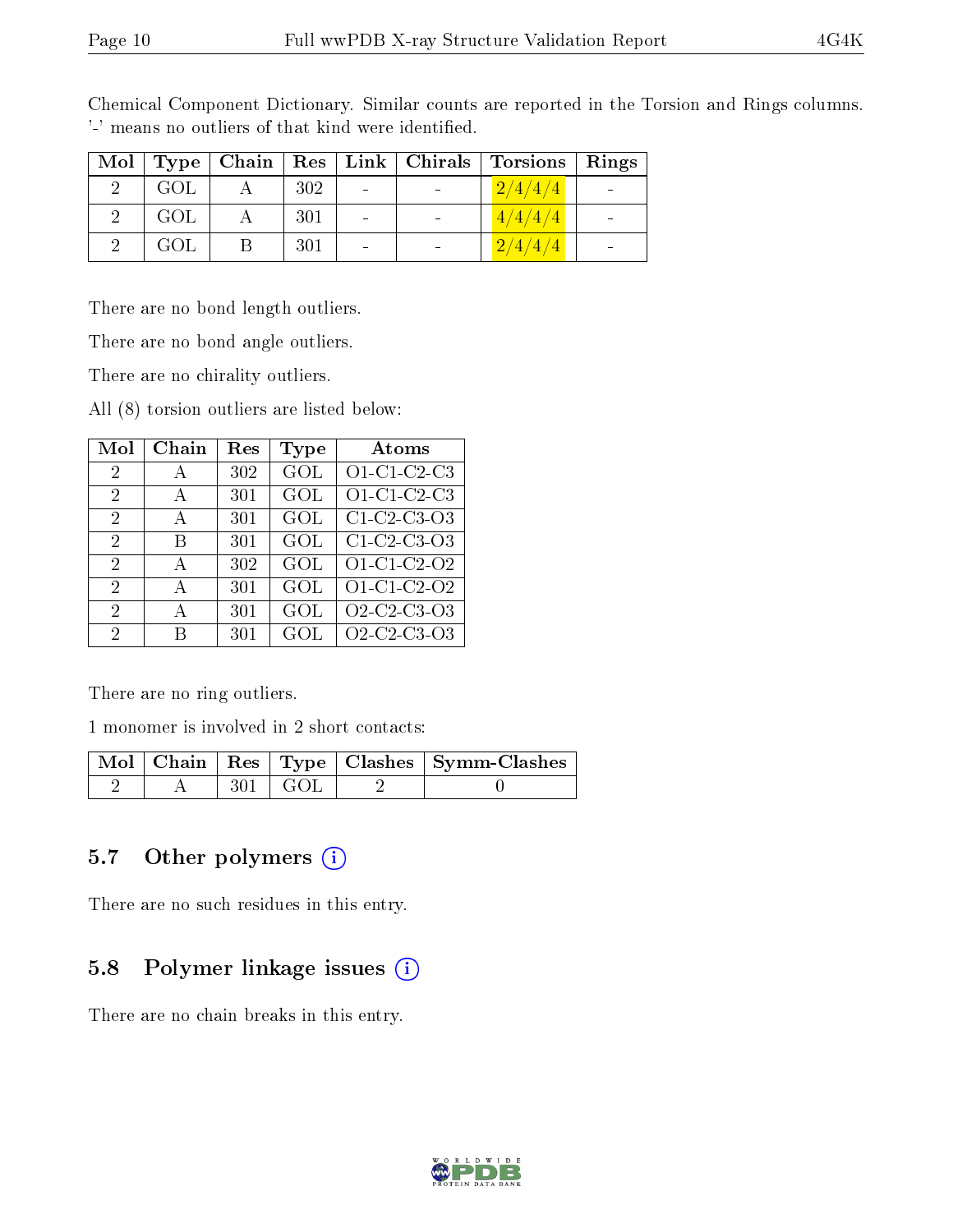Chemical Component Dictionary. Similar counts are reported in the Torsion and Rings columns. '-' means no outliers of that kind were identified.

| Mol | Type | Chain | Res | Link | Chirals | Torsions | Rings |
| --- | --- | --- | --- | --- | --- | --- | --- |
| 2 | GOL | A | 302 | - | - | 2/4/4/4 | - |
| 2 | GOL | A | 301 | - | - | 4/4/4/4 | - |
| 2 | GOL | B | 301 | - | - | 2/4/4/4 | - |

There are no bond length outliers.

There are no bond angle outliers.

There are no chirality outliers.

All (8) torsion outliers are listed below:

| Mol | Chain | Res | Type | Atoms |
| --- | --- | --- | --- | --- |
| 2 | A | 302 | GOL | O1-C1-C2-C3 |
| 2 | A | 301 | GOL | O1-C1-C2-C3 |
| 2 | A | 301 | GOL | C1-C2-C3-O3 |
| 2 | B | 301 | GOL | C1-C2-C3-O3 |
| 2 | A | 302 | GOL | O1-C1-C2-O2 |
| 2 | A | 301 | GOL | O1-C1-C2-O2 |
| 2 | A | 301 | GOL | O2-C2-C3-O3 |
| 2 | B | 301 | GOL | O2-C2-C3-O3 |

There are no ring outliers.

1 monomer is involved in 2 short contacts:

| Mol | Chain | Res | Type | Clashes | Symm-Clashes |
| --- | --- | --- | --- | --- | --- |
| 2 | A | 301 | GOL | 2 | 0 |

## 5.7 Other polymers

There are no such residues in this entry.

## 5.8 Polymer linkage issues

There are no chain breaks in this entry.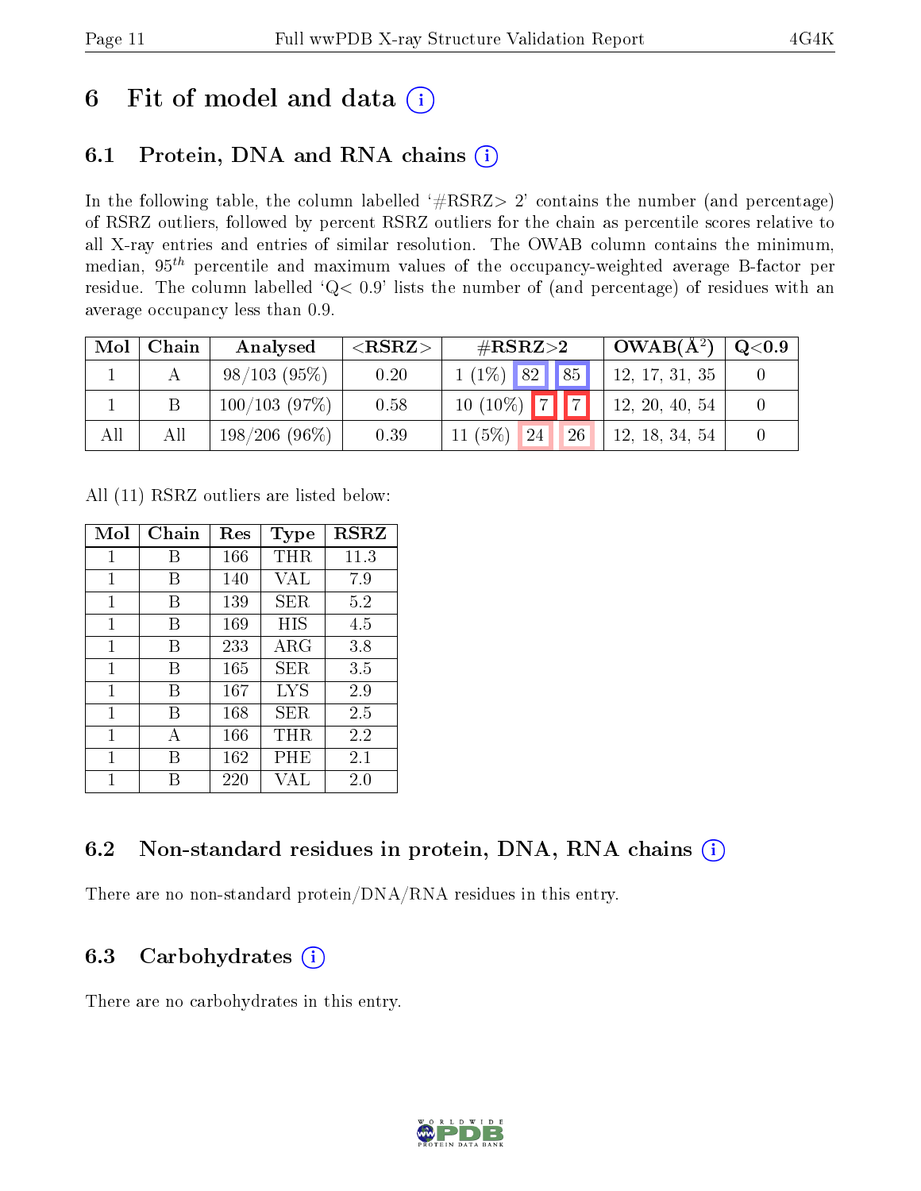# 6 Fit of model and data

## 6.1 Protein, DNA and RNA chains

In the following table, the column labelled '#RSRZ> 2' contains the number (and percentage) of RSRZ outliers, followed by percent RSRZ outliers for the chain as percentile scores relative to all X-ray entries and entries of similar resolution. The OWAB column contains the minimum, median, $95^{th}$ percentile and maximum values of the occupancy-weighted average B-factor per residue. The column labelled 'Q< 0.9' lists the number of (and percentage) of residues with an average occupancy less than 0.9.

| Mol | Chain | Analysed | <RSRZ> | #RSRZ>2 | | | OWAB(Å$^2$) | Q<0.9 |
|---|---|---|---|---|---|---|---|---|
| 1 | A | 98/103 (95%) | 0.20 | 1 (1%) | 82 | 85 | 12, 17, 31, 35 | 0 |
| 1 | B | 100/103 (97%) | 0.58 | 10 (10%) | 7 | 7 | 12, 20, 40, 54 | 0 |
| All | All | 198/206 (96%) | 0.39 | 11 (5%) | 24 | 26 | 12, 18, 34, 54 | 0 |

All (11) RSRZ outliers are listed below:

| Mol | Chain | Res | Type | RSRZ |
|---|---|---|---|---|
| 1 | B | 166 | THR | 11.3 |
| 1 | B | 140 | VAL | 7.9 |
| 1 | B | 139 | SER | 5.2 |
| 1 | B | 169 | HIS | 4.5 |
| 1 | B | 233 | ARG | 3.8 |
| 1 | B | 165 | SER | 3.5 |
| 1 | B | 167 | LYS | 2.9 |
| 1 | B | 168 | SER | 2.5 |
| 1 | A | 166 | THR | 2.2 |
| 1 | B | 162 | PHE | 2.1 |
| 1 | B | 220 | VAL | 2.0 |

## 6.2 Non-standard residues in protein, DNA, RNA chains

There are no non-standard protein/DNA/RNA residues in this entry.

## 6.3 Carbohydrates

There are no carbohydrates in this entry.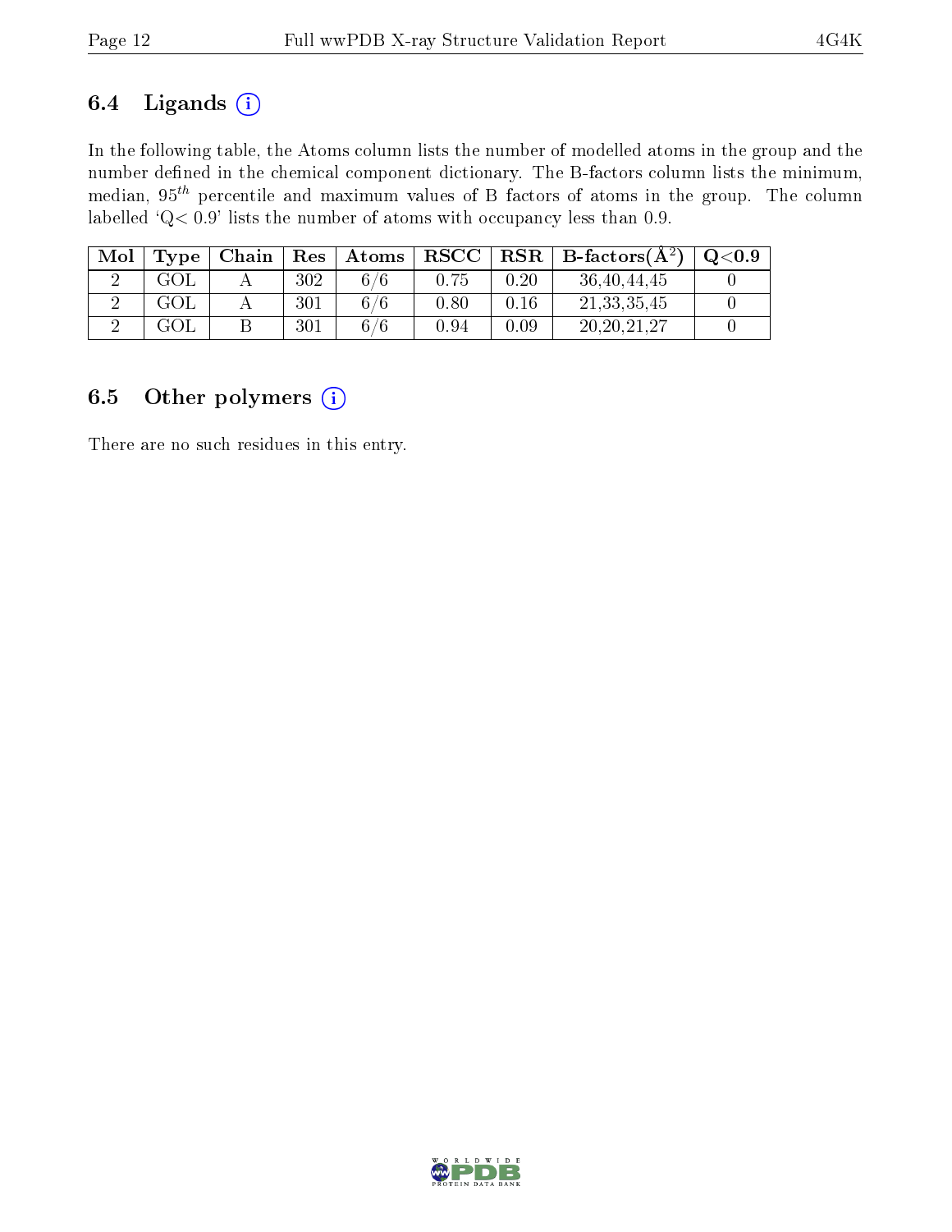## 6.4 Ligands (i)

In the following table, the Atoms column lists the number of modelled atoms in the group and the number defined in the chemical component dictionary. The B-factors column lists the minimum, median, $95^{th}$ percentile and maximum values of B factors of atoms in the group. The column labelled 'Q< 0.9' lists the number of atoms with occupancy less than 0.9.

| Mol | Type | Chain | Res | Atoms | RSCC | RSR | B-factors($Å^2$) | Q<0.9 |
|---|---|---|---|---|---|---|---|---|
| 2 | GOL | A | 302 | 6/6 | 0.75 | 0.20 | 36,40,44,45 | 0 |
| 2 | GOL | A | 301 | 6/6 | 0.80 | 0.16 | 21,33,35,45 | 0 |
| 2 | GOL | B | 301 | 6/6 | 0.94 | 0.09 | 20,20,21,27 | 0 |

## 6.5 Other polymers (i)

There are no such residues in this entry.